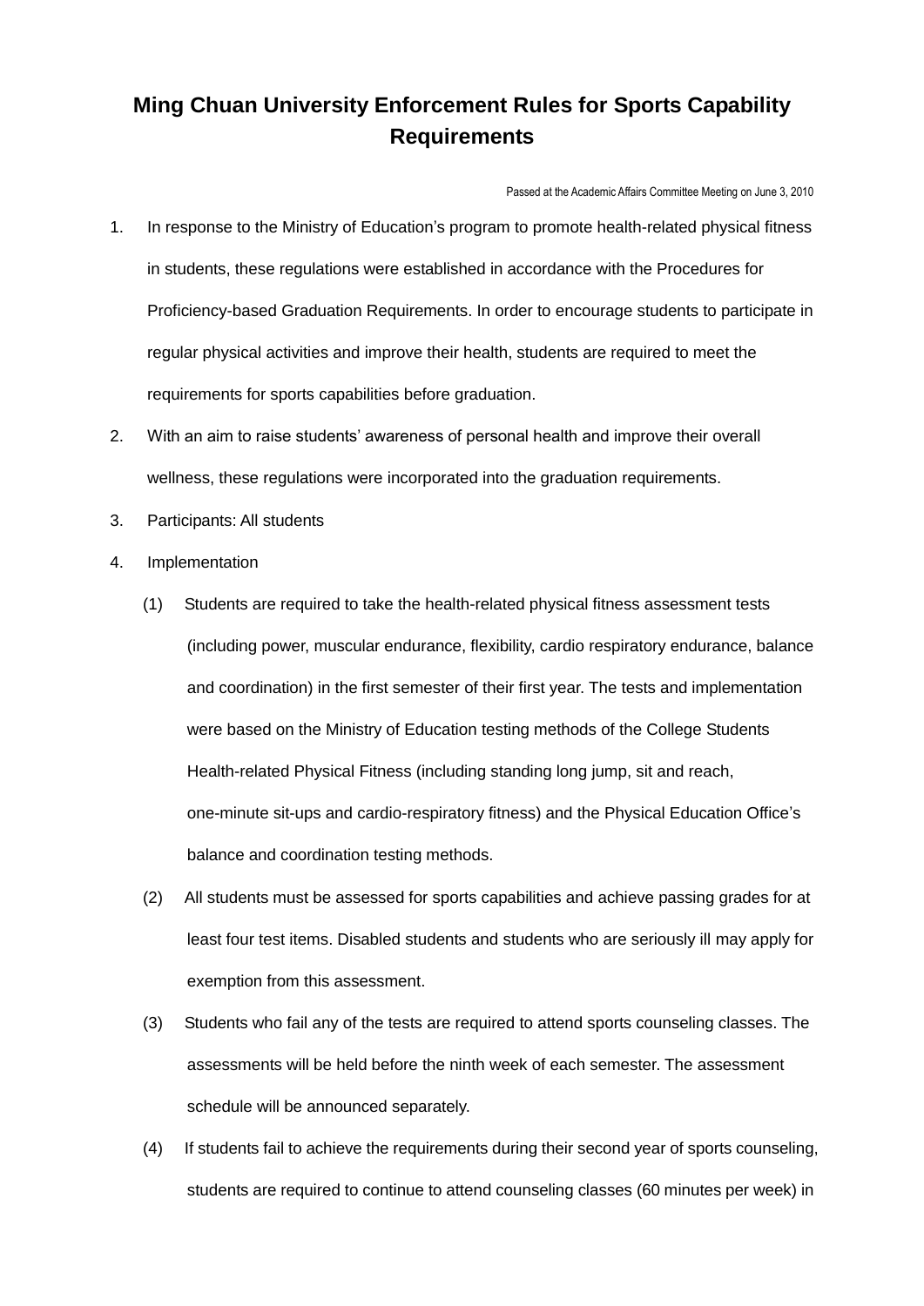# Ming Chuan University Enforcement Rules for Sports Capability Requirements

Passed at the Academic Affairs Committee Meeting on June 3, 2010

1. In response to the Ministry of Education's program to promote health-related physical fitness in students, these regulations were established in accordance with the Procedures for Proficiency-based Graduation Requirements. In order to encourage students to participate in regular physical activities and improve their health, students are required to meet the requirements for sports capabilities before graduation.
2. With an aim to raise students' awareness of personal health and improve their overall wellness, these regulations were incorporated into the graduation requirements.
3. Participants: All students
4. Implementation
   (1) Students are required to take the health-related physical fitness assessment tests (including power, muscular endurance, flexibility, cardio respiratory endurance, balance and coordination) in the first semester of their first year. The tests and implementation were based on the Ministry of Education testing methods of the College Students Health-related Physical Fitness (including standing long jump, sit and reach, one-minute sit-ups and cardio-respiratory fitness) and the Physical Education Office's balance and coordination testing methods.
   (2) All students must be assessed for sports capabilities and achieve passing grades for at least four test items. Disabled students and students who are seriously ill may apply for exemption from this assessment.
   (3) Students who fail any of the tests are required to attend sports counseling classes. The assessments will be held before the ninth week of each semester. The assessment schedule will be announced separately.
   (4) If students fail to achieve the requirements during their second year of sports counseling, students are required to continue to attend counseling classes (60 minutes per week) in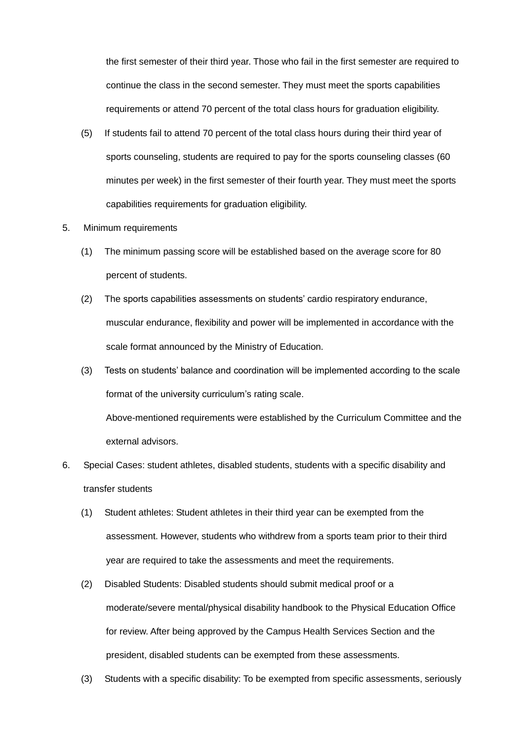the first semester of their third year. Those who fail in the first semester are required to continue the class in the second semester. They must meet the sports capabilities requirements or attend 70 percent of the total class hours for graduation eligibility.

(5) If students fail to attend 70 percent of the total class hours during their third year of sports counseling, students are required to pay for the sports counseling classes (60 minutes per week) in the first semester of their fourth year. They must meet the sports capabilities requirements for graduation eligibility.

5. Minimum requirements

(1) The minimum passing score will be established based on the average score for 80 percent of students.

(2) The sports capabilities assessments on students' cardio respiratory endurance, muscular endurance, flexibility and power will be implemented in accordance with the scale format announced by the Ministry of Education.

(3) Tests on students' balance and coordination will be implemented according to the scale format of the university curriculum's rating scale.

Above-mentioned requirements were established by the Curriculum Committee and the external advisors.

6. Special Cases: student athletes, disabled students, students with a specific disability and transfer students

(1) Student athletes: Student athletes in their third year can be exempted from the assessment. However, students who withdrew from a sports team prior to their third year are required to take the assessments and meet the requirements.

(2) Disabled Students: Disabled students should submit medical proof or a moderate/severe mental/physical disability handbook to the Physical Education Office for review. After being approved by the Campus Health Services Section and the president, disabled students can be exempted from these assessments.

(3) Students with a specific disability: To be exempted from specific assessments, seriously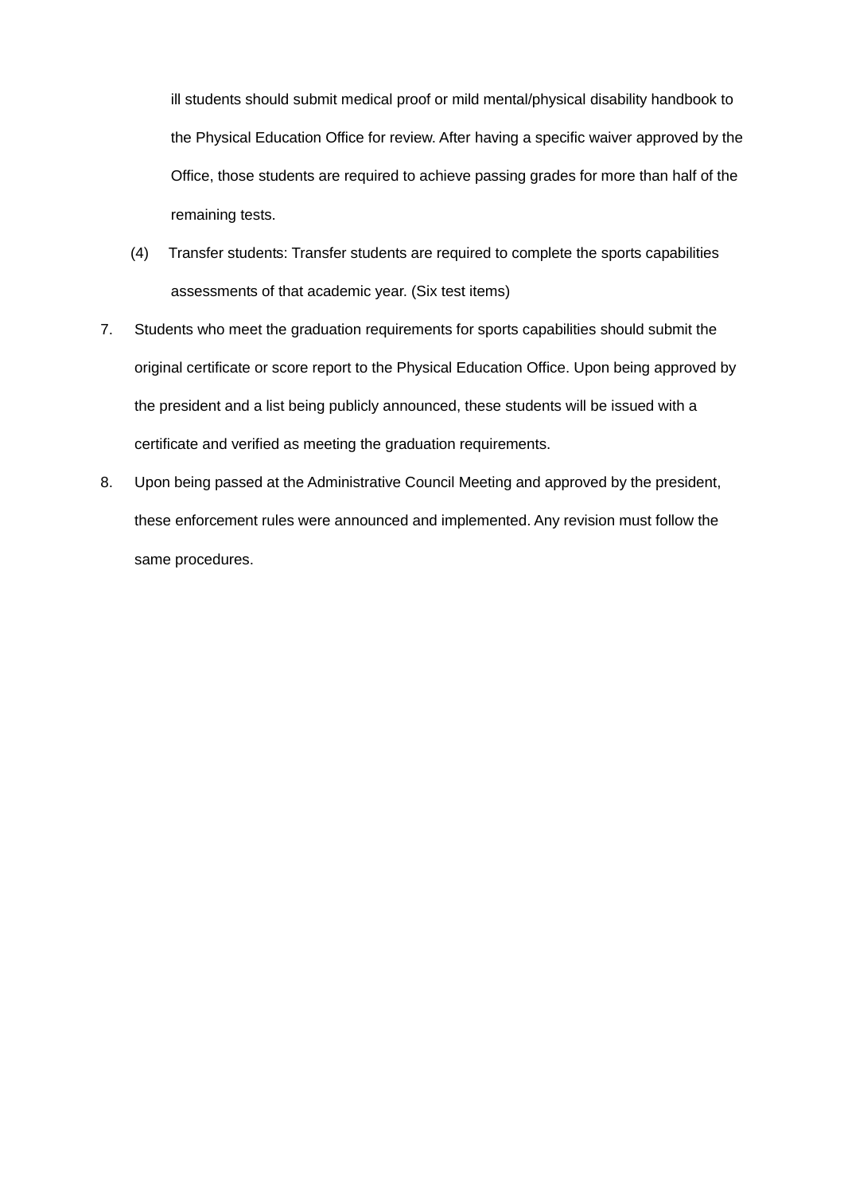ill students should submit medical proof or mild mental/physical disability handbook to the Physical Education Office for review. After having a specific waiver approved by the Office, those students are required to achieve passing grades for more than half of the remaining tests.

(4) Transfer students: Transfer students are required to complete the sports capabilities assessments of that academic year. (Six test items)

7. Students who meet the graduation requirements for sports capabilities should submit the original certificate or score report to the Physical Education Office. Upon being approved by the president and a list being publicly announced, these students will be issued with a certificate and verified as meeting the graduation requirements.
8. Upon being passed at the Administrative Council Meeting and approved by the president, these enforcement rules were announced and implemented. Any revision must follow the same procedures.